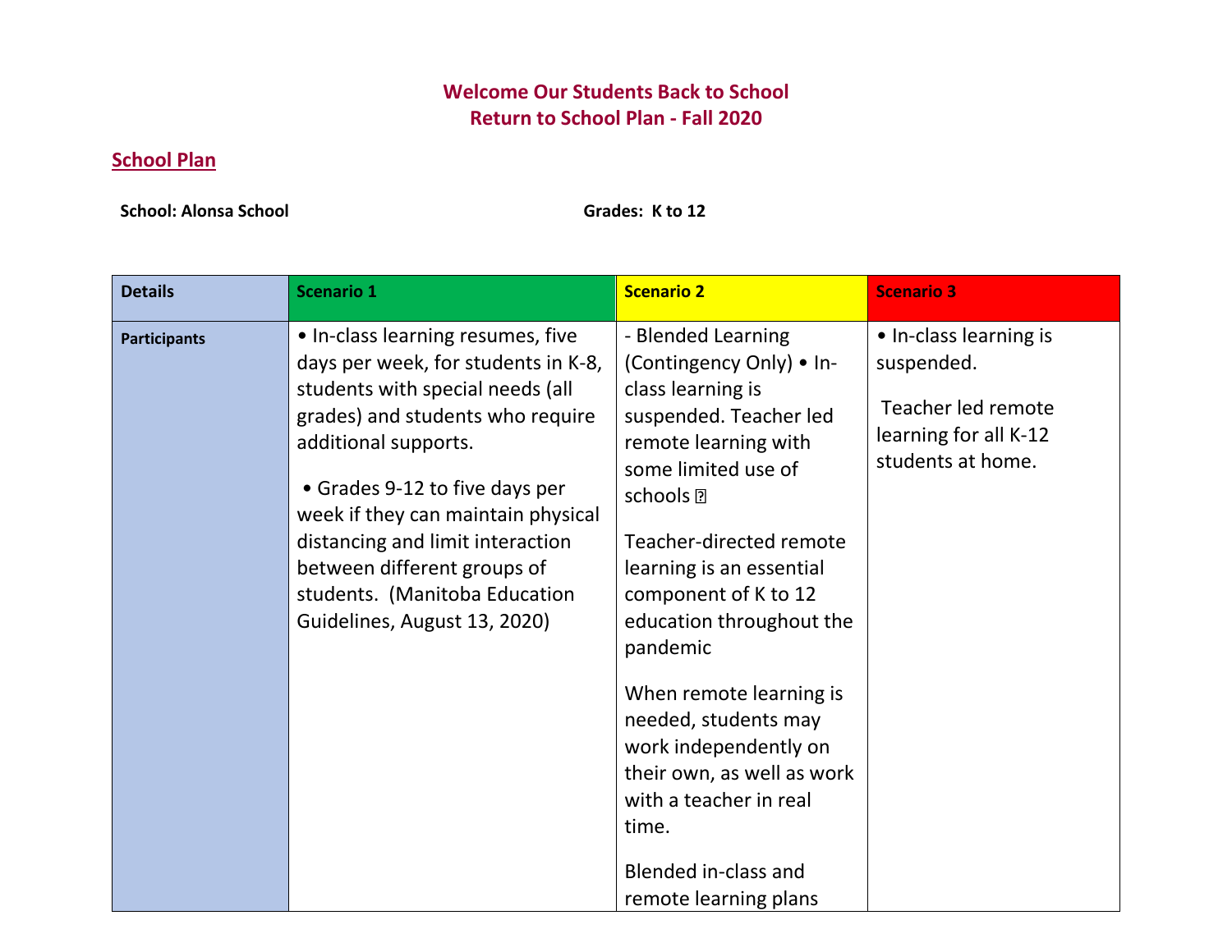**Welcome Our Students Back to School**
**Return to School Plan - Fall 2020**

## School Plan

**School: Alonsa School** **Grades: K to 12**

| Details | Scenario 1 | Scenario 2 | Scenario 3 |
|---|---|---|---|
| **Participants** | • In-class learning resumes, five days per week, for students in K-8, students with special needs (all grades) and students who require additional supports.<br><br>• Grades 9-12 to five days per week if they can maintain physical distancing and limit interaction between different groups of students. (Manitoba Education Guidelines, August 13, 2020) | - Blended Learning (Contingency Only) • In-class learning is suspended. Teacher led remote learning with some limited use of schools <br><br>Teacher-directed remote learning is an essential component of K to 12 education throughout the pandemic<br><br>When remote learning is needed, students may work independently on their own, as well as work with a teacher in real time.<br><br>Blended in-class and remote learning plans | • In-class learning is suspended.<br><br>Teacher led remote learning for all K-12 students at home. |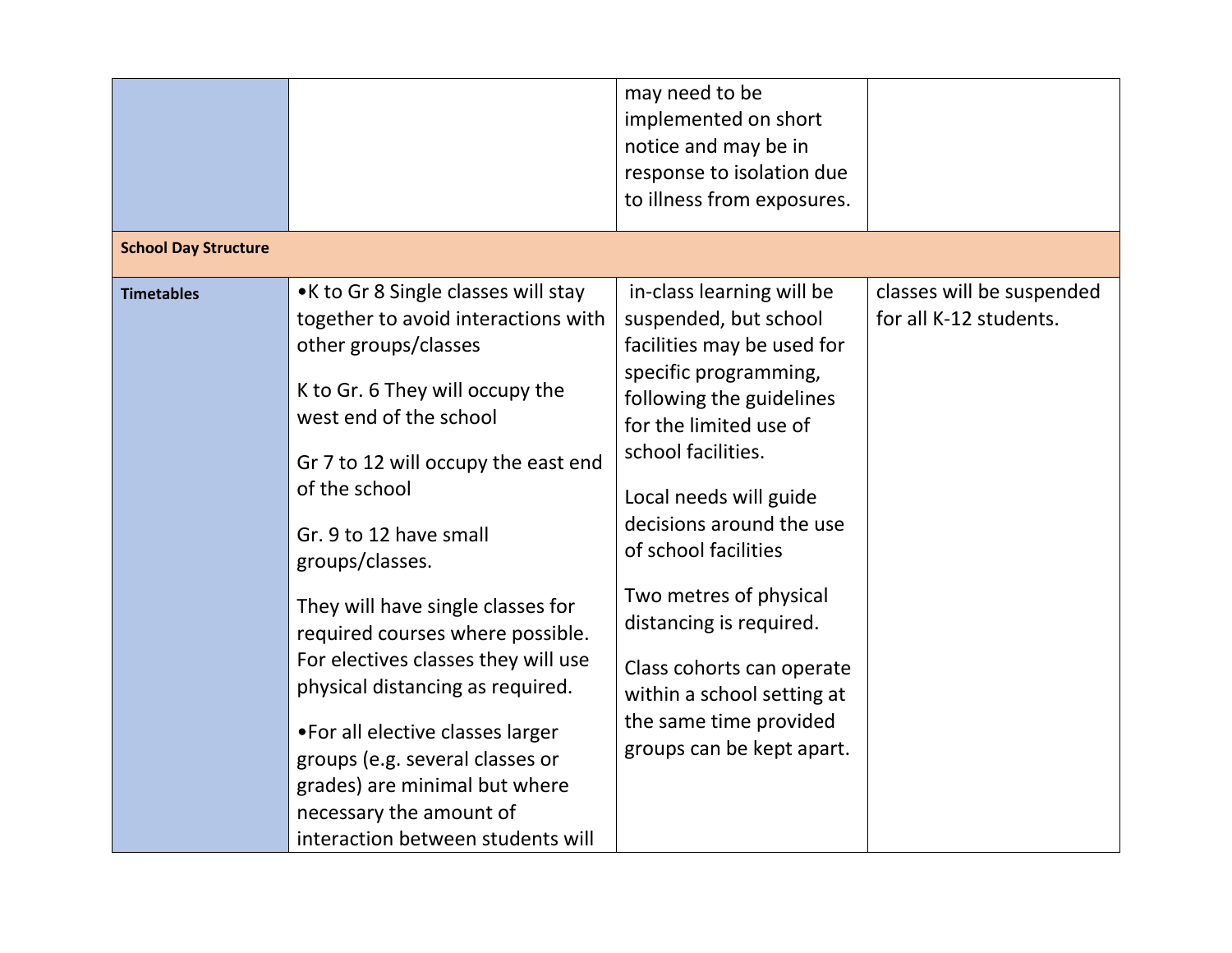| | | | |
|---|---|---|---|
| | | may need to be implemented on short notice and may be in response to isolation due to illness from exposures. | |
| **School Day Structure** | | | |
| **Timetables** | •K to Gr 8 Single classes will stay together to avoid interactions with other groups/classes<br><br>K to Gr. 6 They will occupy the west end of the school<br><br>Gr 7 to 12 will occupy the east end of the school<br><br>Gr. 9 to 12 have small groups/classes.<br><br>They will have single classes for required courses where possible. For electives classes they will use physical distancing as required.<br><br>•For all elective classes larger groups (e.g. several classes or grades) are minimal but where necessary the amount of interaction between students will | in-class learning will be suspended, but school facilities may be used for specific programming, following the guidelines for the limited use of school facilities.<br><br>Local needs will guide decisions around the use of school facilities<br><br>Two metres of physical distancing is required.<br><br>Class cohorts can operate within a school setting at the same time provided groups can be kept apart. | classes will be suspended for all K-12 students. |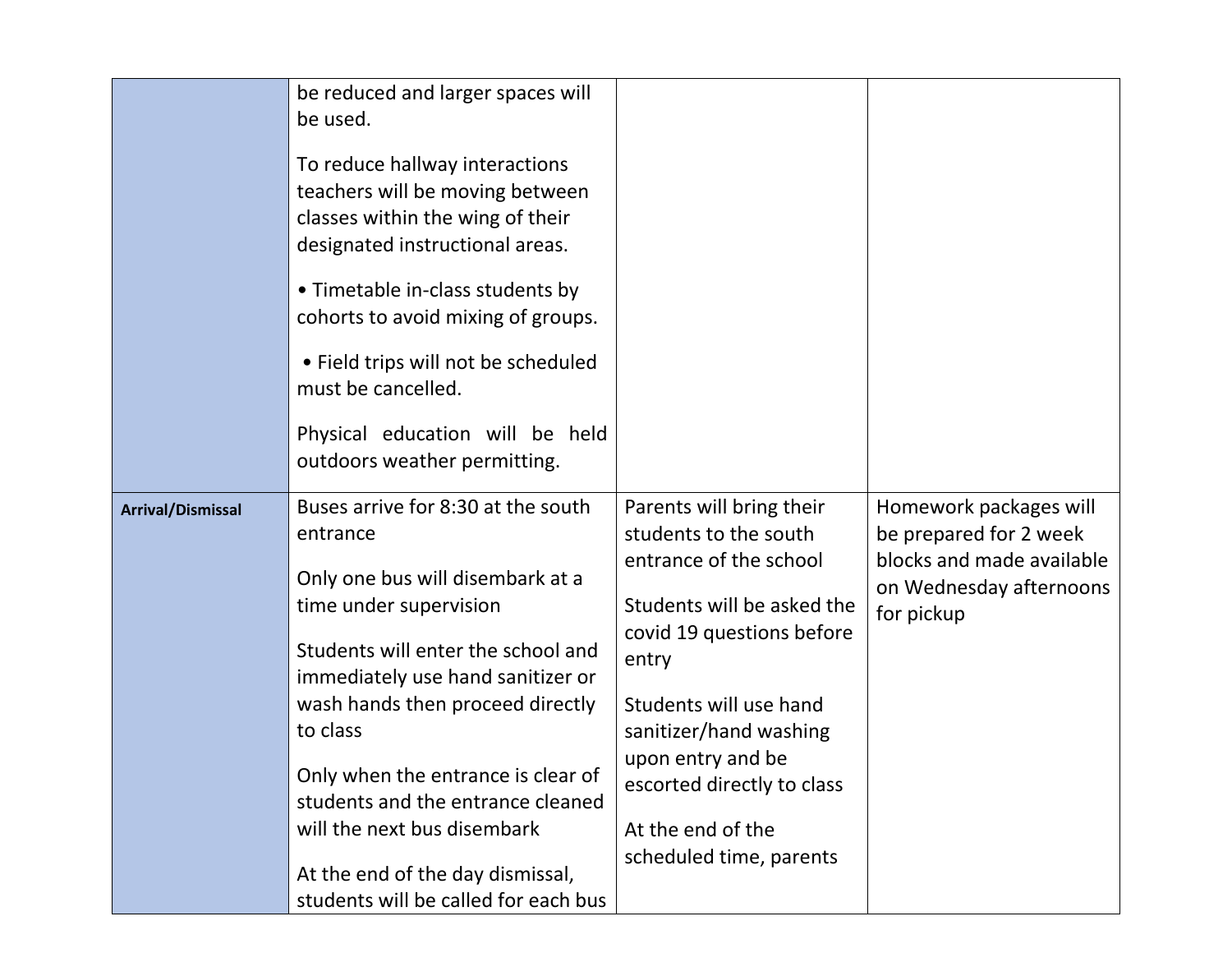| | | | |
|---|---|---|---|
| | be reduced and larger spaces will be used.<br><br>To reduce hallway interactions teachers will be moving between classes within the wing of their designated instructional areas.<br><br>• Timetable in-class students by cohorts to avoid mixing of groups.<br><br>• Field trips will not be scheduled must be cancelled.<br><br>Physical education will be held outdoors weather permitting. | | |
| **Arrival/Dismissal** | Buses arrive for 8:30 at the south entrance<br><br>Only one bus will disembark at a time under supervision<br><br>Students will enter the school and immediately use hand sanitizer or wash hands then proceed directly to class<br><br>Only when the entrance is clear of students and the entrance cleaned will the next bus disembark<br><br>At the end of the day dismissal, students will be called for each bus | Parents will bring their students to the south entrance of the school<br><br>Students will be asked the covid 19 questions before entry<br><br>Students will use hand sanitizer/hand washing upon entry and be escorted directly to class<br><br>At the end of the scheduled time, parents | Homework packages will be prepared for 2 week blocks and made available on Wednesday afternoons for pickup |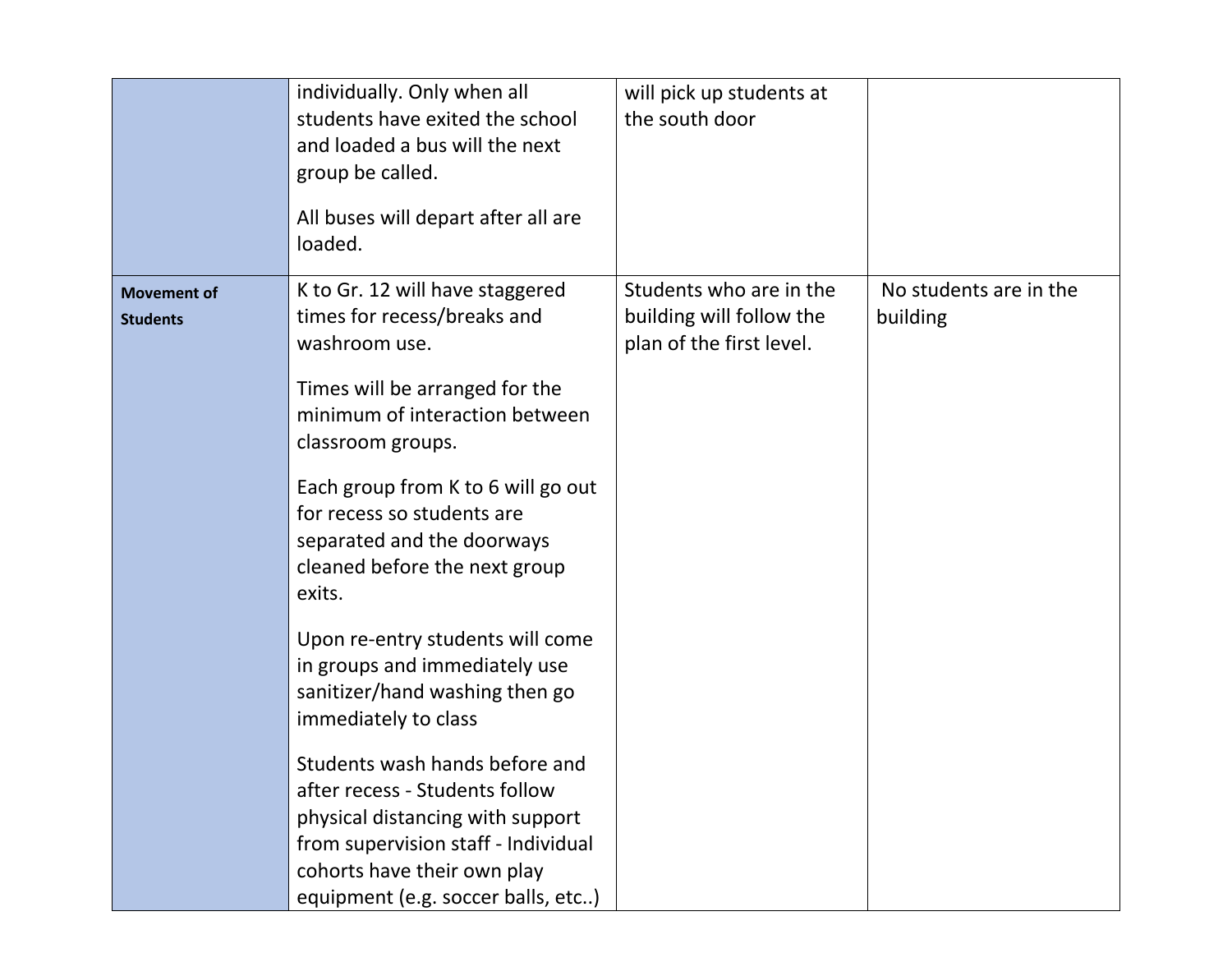| | | | |
|---|---|---|---|
| | individually. Only when all students have exited the school and loaded a bus will the next group be called.<br><br>All buses will depart after all are loaded. | will pick up students at the south door | |
| **Movement of Students** | K to Gr. 12 will have staggered times for recess/breaks and washroom use.<br><br>Times will be arranged for the minimum of interaction between classroom groups.<br><br>Each group from K to 6 will go out for recess so students are separated and the doorways cleaned before the next group exits.<br><br>Upon re-entry students will come in groups and immediately use sanitizer/hand washing then go immediately to class<br><br>Students wash hands before and after recess - Students follow physical distancing with support from supervision staff - Individual cohorts have their own play equipment (e.g. soccer balls, etc..) | Students who are in the building will follow the plan of the first level. | No students are in the building |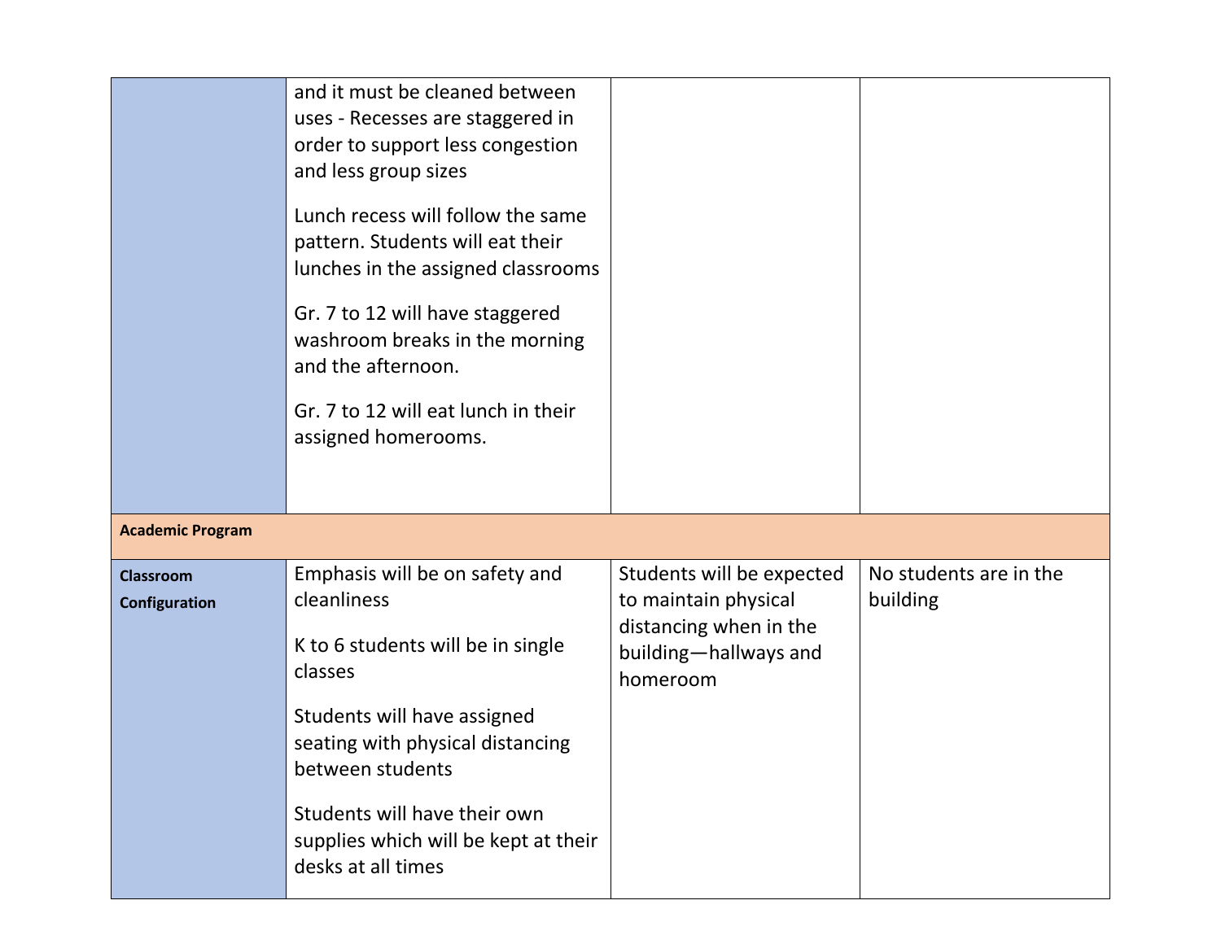| | | | |
|---|---|---|---|
| | and it must be cleaned between uses - Recesses are staggered in order to support less congestion and less group sizes<br><br>Lunch recess will follow the same pattern. Students will eat their lunches in the assigned classrooms<br><br>Gr. 7 to 12 will have staggered washroom breaks in the morning and the afternoon.<br><br>Gr. 7 to 12 will eat lunch in their assigned homerooms. | | |
| **Academic Program** | | | |
| **Classroom Configuration** | Emphasis will be on safety and cleanliness<br><br>K to 6 students will be in single classes<br><br>Students will have assigned seating with physical distancing between students<br><br>Students will have their own supplies which will be kept at their desks at all times | Students will be expected to maintain physical distancing when in the building—hallways and homeroom | No students are in the building |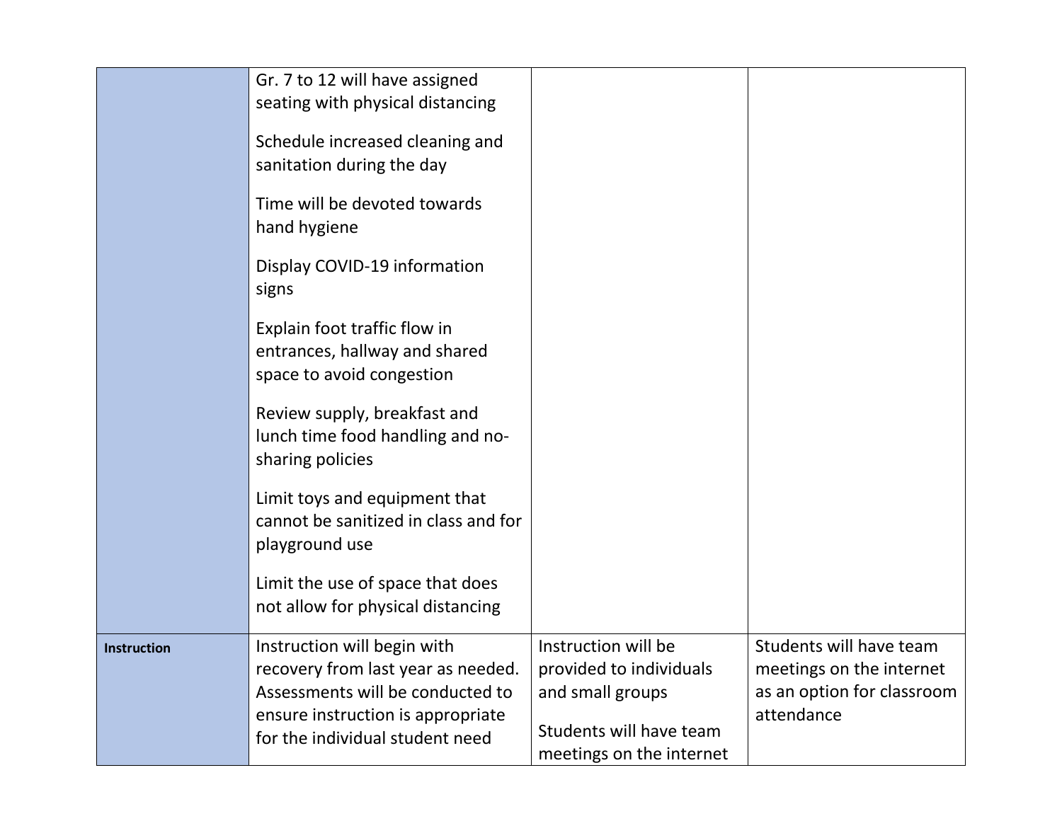| | | | |
|---|---|---|---|
| | Gr. 7 to 12 will have assigned seating with physical distancing<br><br>Schedule increased cleaning and sanitation during the day<br><br>Time will be devoted towards hand hygiene<br><br>Display COVID-19 information signs<br><br>Explain foot traffic flow in entrances, hallway and shared space to avoid congestion<br><br>Review supply, breakfast and lunch time food handling and no-sharing policies<br><br>Limit toys and equipment that cannot be sanitized in class and for playground use<br><br>Limit the use of space that does not allow for physical distancing | | |
| **Instruction** | Instruction will begin with recovery from last year as needed. Assessments will be conducted to ensure instruction is appropriate for the individual student need | Instruction will be provided to individuals and small groups<br><br>Students will have team meetings on the internet | Students will have team meetings on the internet as an option for classroom attendance |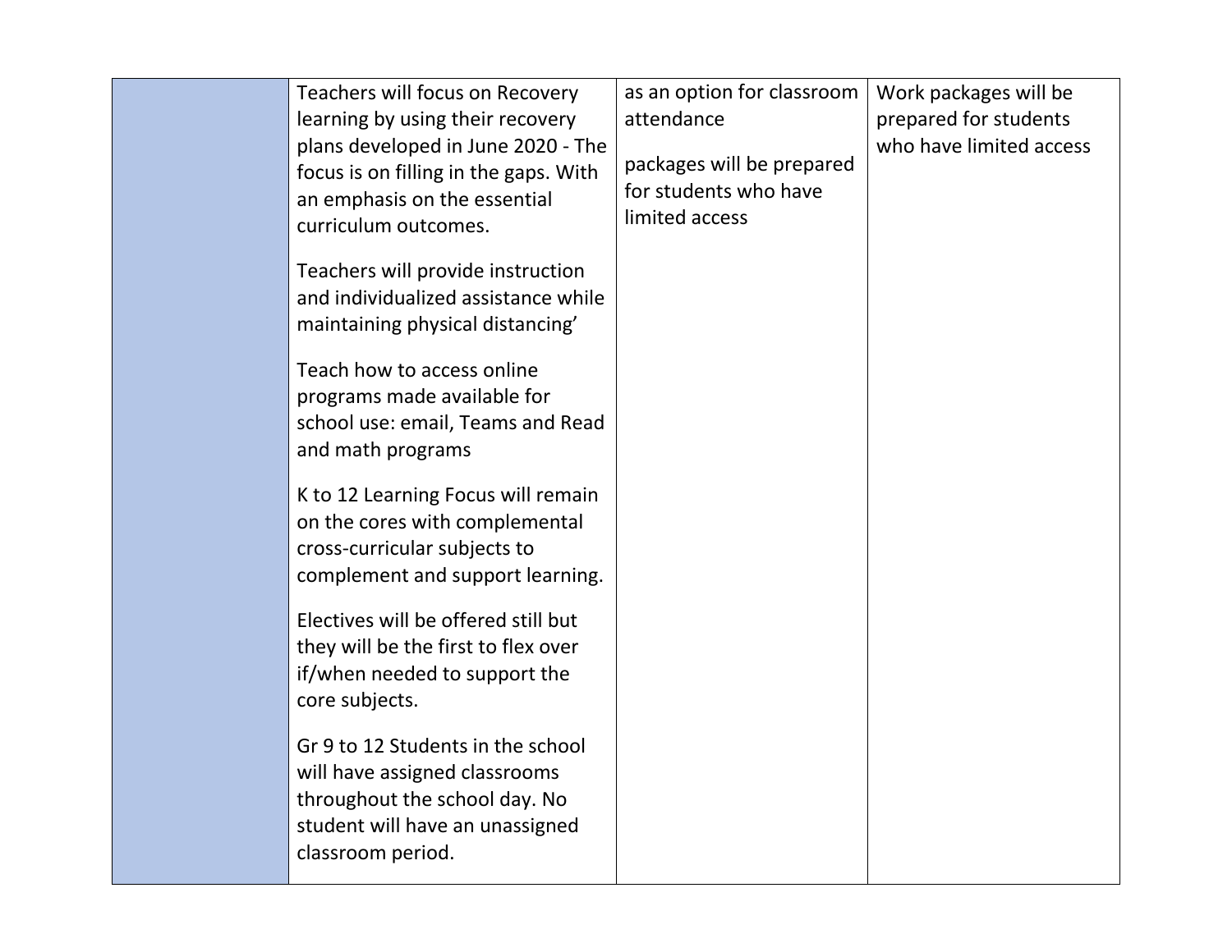| | | | |
|---|---|---|---|
| | Teachers will focus on Recovery learning by using their recovery plans developed in June 2020 - The focus is on filling in the gaps. With an emphasis on the essential curriculum outcomes.<br><br>Teachers will provide instruction and individualized assistance while maintaining physical distancing'<br><br>Teach how to access online programs made available for school use: email, Teams and Read and math programs<br><br>K to 12 Learning Focus will remain on the cores with complemental cross-curricular subjects to complement and support learning.<br><br>Electives will be offered still but they will be the first to flex over if/when needed to support the core subjects.<br><br>Gr 9 to 12 Students in the school will have assigned classrooms throughout the school day. No student will have an unassigned classroom period. | as an option for classroom attendance<br><br>packages will be prepared for students who have limited access | Work packages will be prepared for students who have limited access |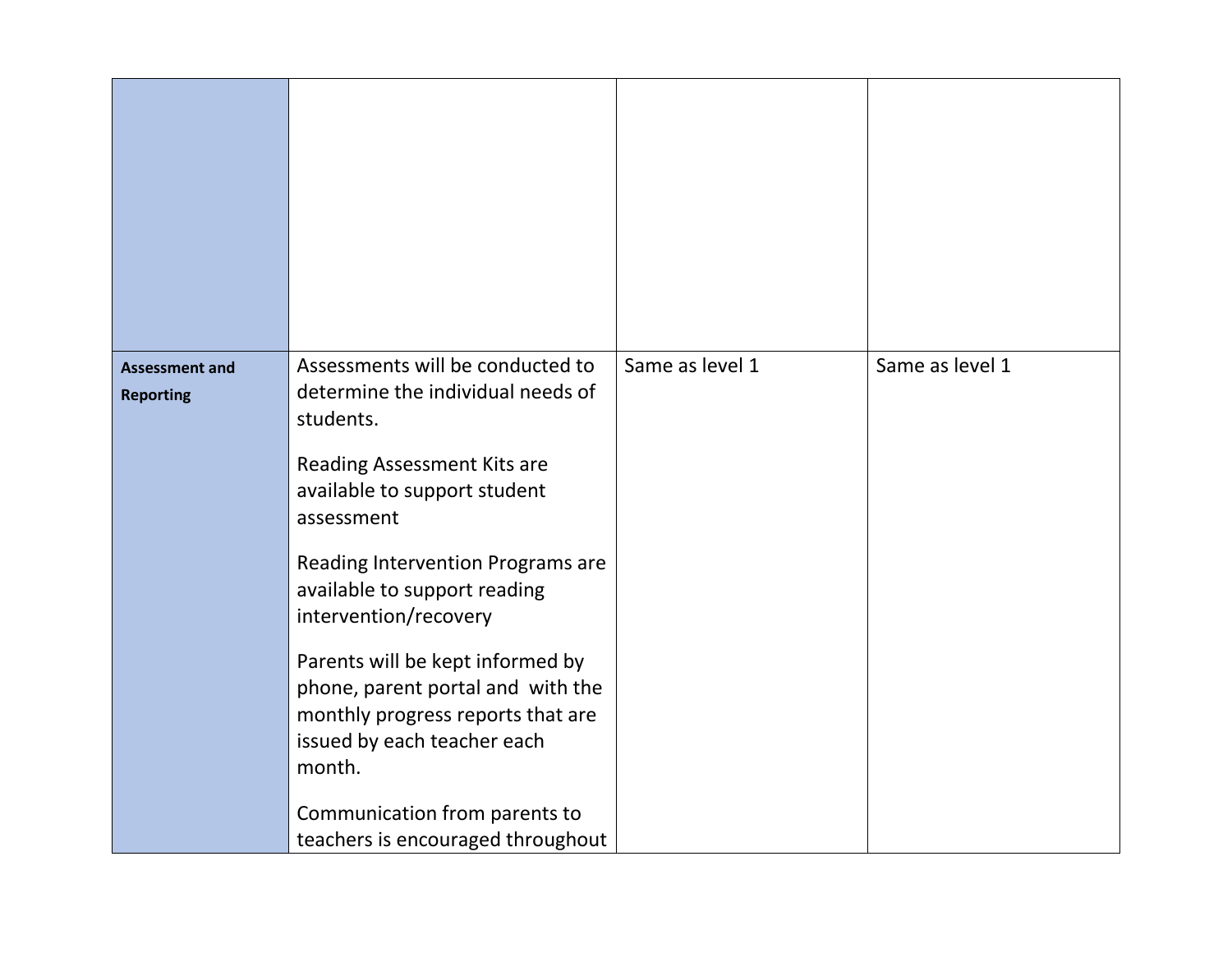| | | | |
|---|---|---|---|
| | | | |
| **Assessment and Reporting** | Assessments will be conducted to determine the individual needs of students.<br><br>Reading Assessment Kits are available to support student assessment<br><br>Reading Intervention Programs are available to support reading intervention/recovery<br><br>Parents will be kept informed by phone, parent portal and with the monthly progress reports that are issued by each teacher each month.<br><br>Communication from parents to teachers is encouraged throughout | Same as level 1 | Same as level 1 |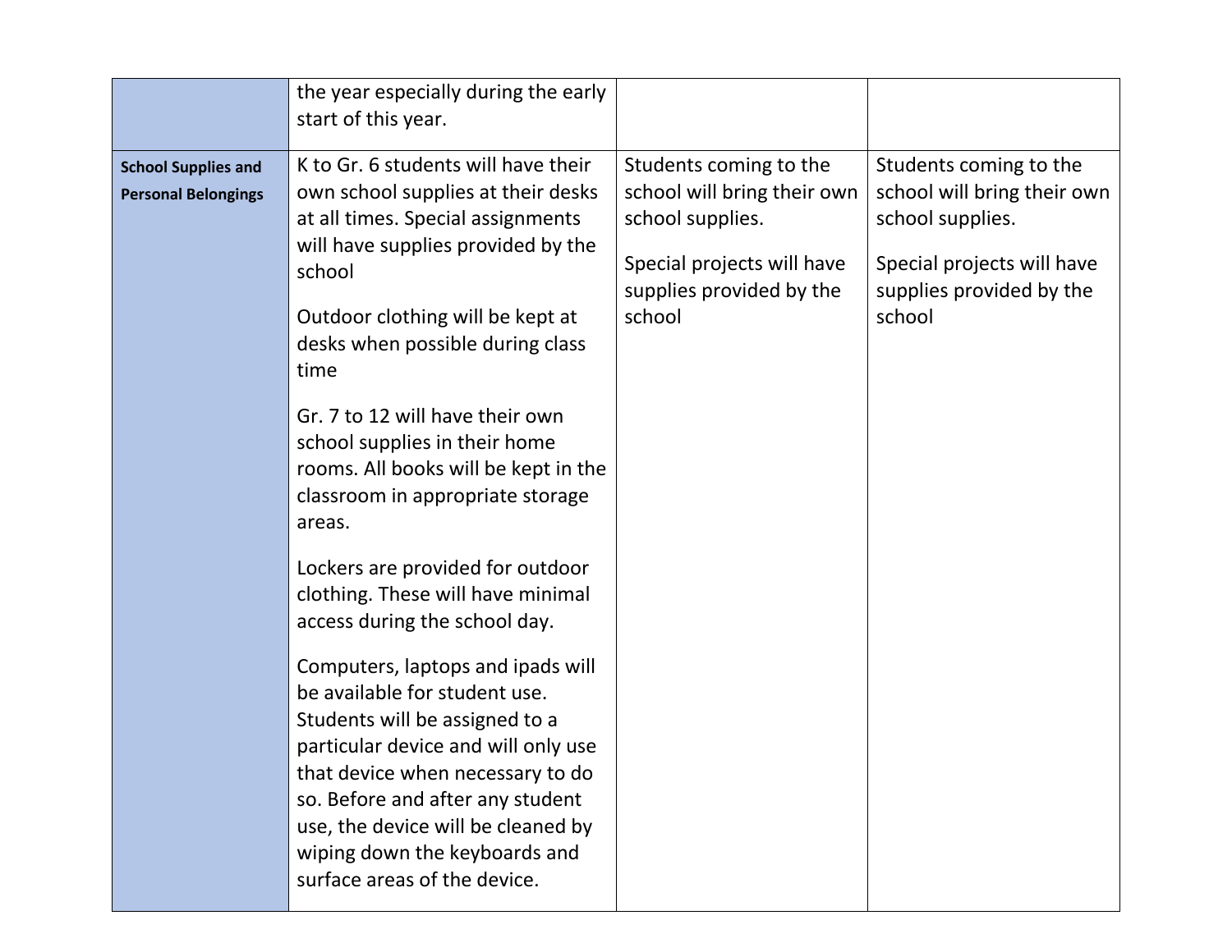| | | | |
|---|---|---|---|
| | the year especially during the early start of this year. | | |
| **School Supplies and Personal Belongings** | K to Gr. 6 students will have their own school supplies at their desks at all times. Special assignments will have supplies provided by the school<br><br>Outdoor clothing will be kept at desks when possible during class time<br><br>Gr. 7 to 12 will have their own school supplies in their home rooms. All books will be kept in the classroom in appropriate storage areas.<br><br>Lockers are provided for outdoor clothing. These will have minimal access during the school day.<br><br>Computers, laptops and ipads will be available for student use. Students will be assigned to a particular device and will only use that device when necessary to do so. Before and after any student use, the device will be cleaned by wiping down the keyboards and surface areas of the device. | Students coming to the school will bring their own school supplies.<br><br>Special projects will have supplies provided by the school | Students coming to the school will bring their own school supplies.<br><br>Special projects will have supplies provided by the school |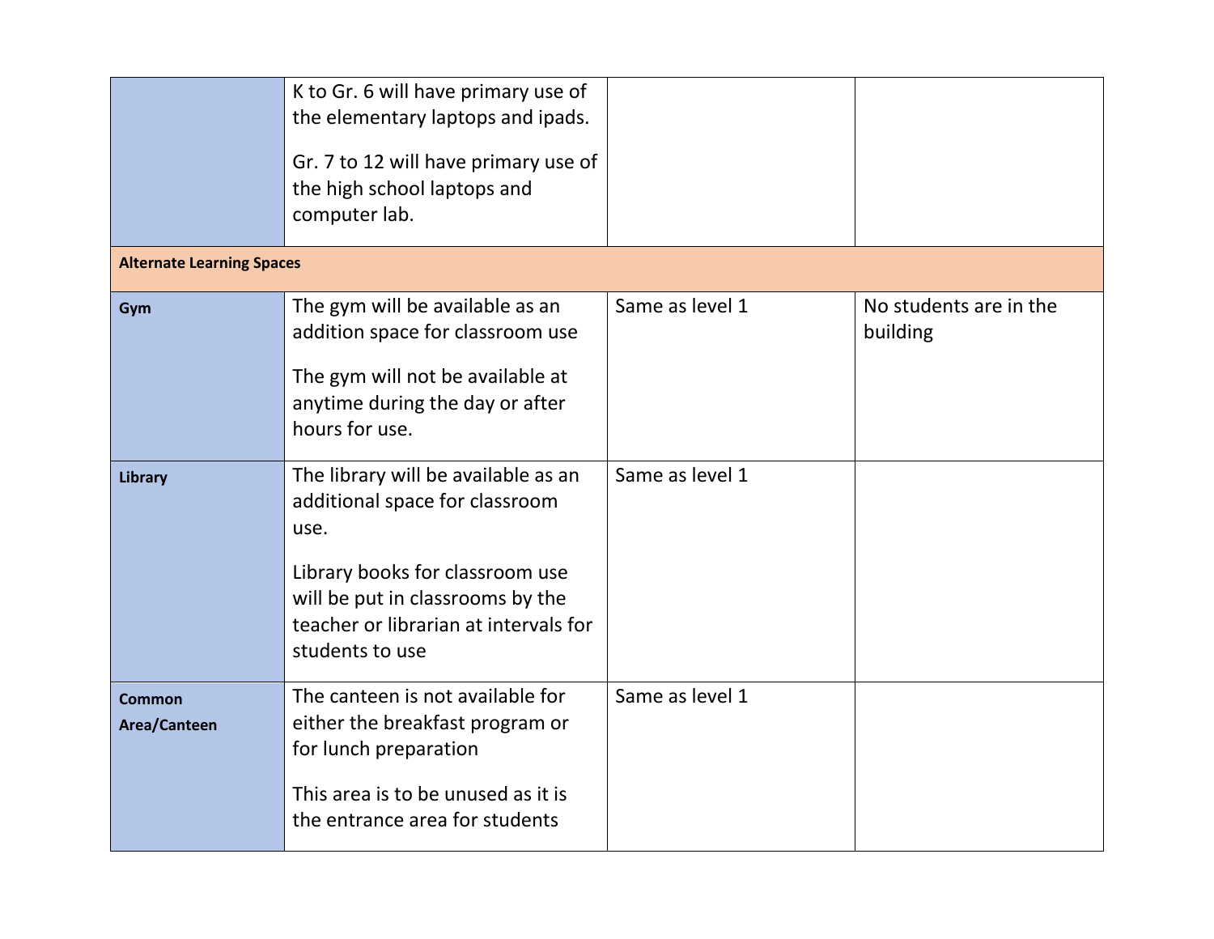| | | | |
|---|---|---|---|
| | K to Gr. 6 will have primary use of the elementary laptops and ipads.<br><br>Gr. 7 to 12 will have primary use of the high school laptops and computer lab. | | |
| **Alternate Learning Spaces** | | | |
| **Gym** | The gym will be available as an addition space for classroom use<br><br>The gym will not be available at anytime during the day or after hours for use. | Same as level 1 | No students are in the building |
| **Library** | The library will be available as an additional space for classroom use.<br><br>Library books for classroom use will be put in classrooms by the teacher or librarian at intervals for students to use | Same as level 1 | |
| **Common Area/Canteen** | The canteen is not available for either the breakfast program or for lunch preparation<br><br>This area is to be unused as it is the entrance area for students | Same as level 1 | |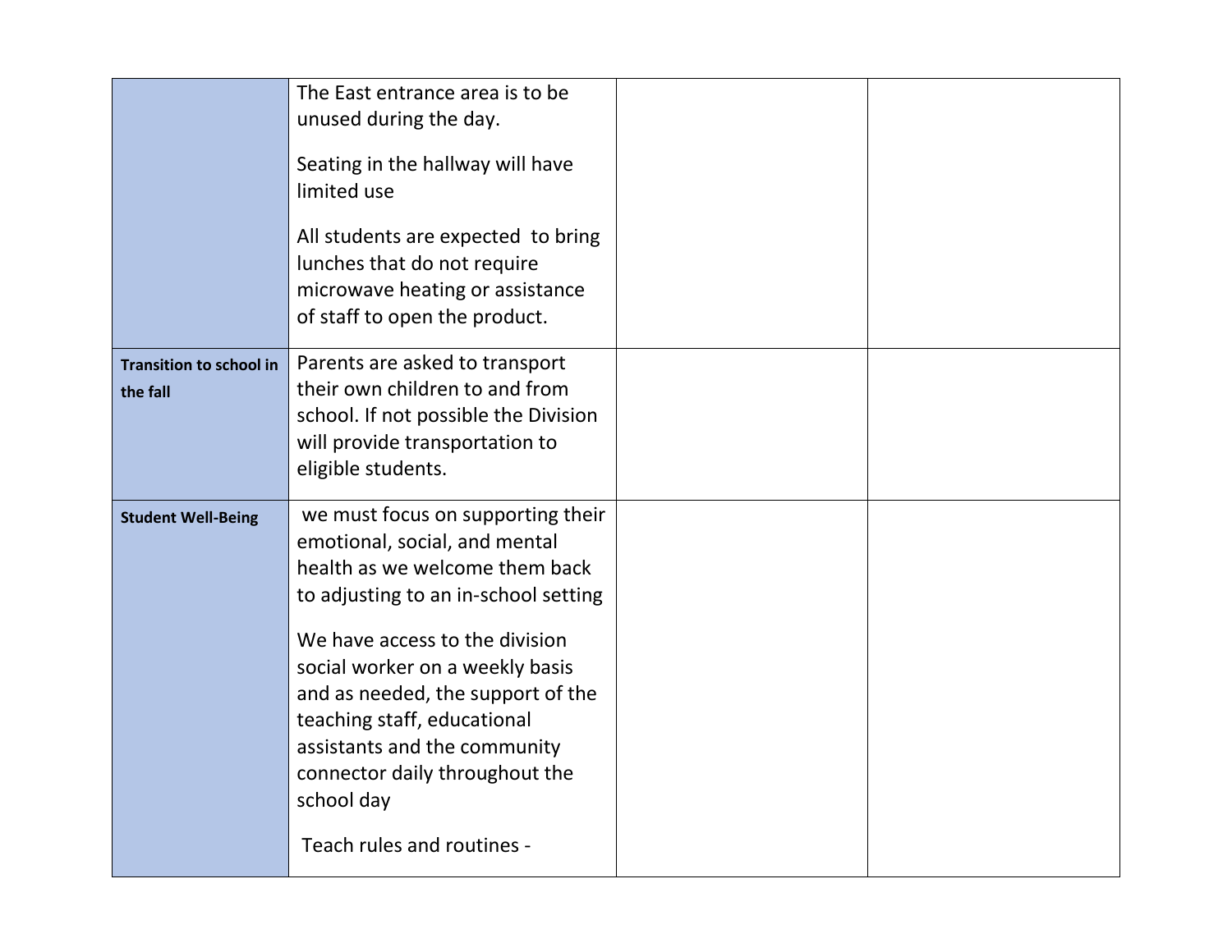| | | | |
|---|---|---|---|
| | The East entrance area is to be unused during the day.<br><br>Seating in the hallway will have limited use<br><br>All students are expected to bring lunches that do not require microwave heating or assistance of staff to open the product. | | |
| **Transition to school in the fall** | Parents are asked to transport their own children to and from school. If not possible the Division will provide transportation to eligible students. | | |
| **Student Well-Being** | we must focus on supporting their emotional, social, and mental health as we welcome them back to adjusting to an in-school setting<br><br>We have access to the division social worker on a weekly basis and as needed, the support of the teaching staff, educational assistants and the community connector daily throughout the school day<br><br>Teach rules and routines - | | |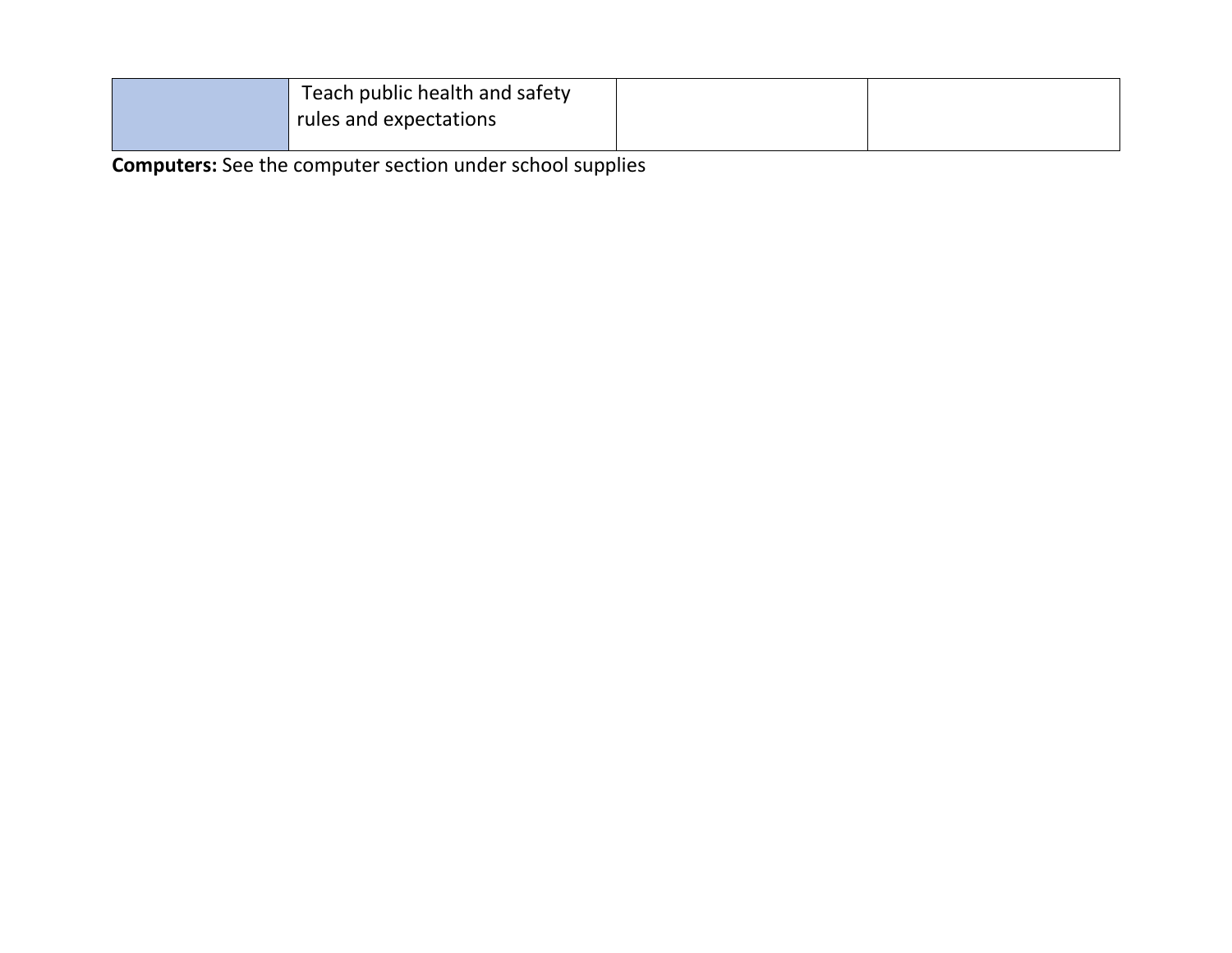| | | | |
|---|---|---|---|
| | Teach public health and safety rules and expectations | | |

**Computers:** See the computer section under school supplies